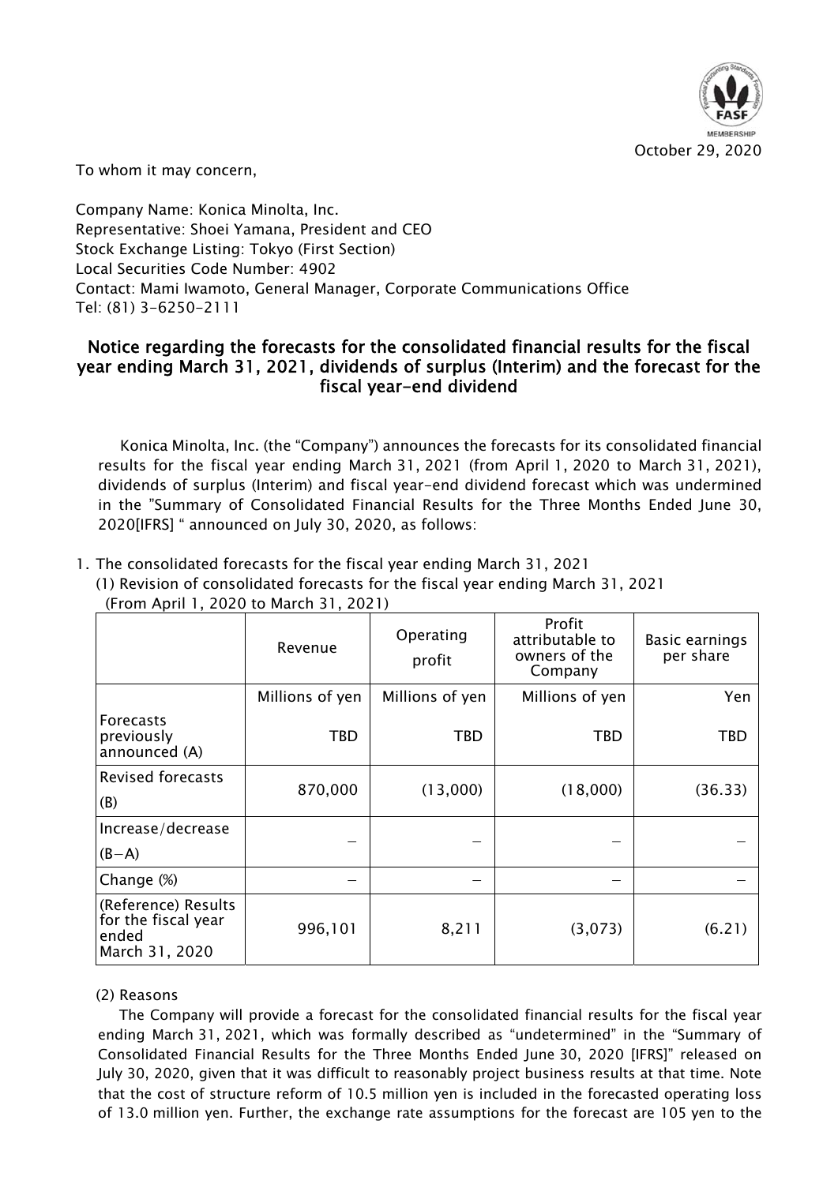October 29, 2020

To whom it may concern,

Company Name: Konica Minolta, Inc.
Representative: Shoei Yamana, President and CEO
Stock Exchange Listing: Tokyo (First Section)
Local Securities Code Number: 4902
Contact: Mami Iwamoto, General Manager, Corporate Communications Office
Tel: (81) 3-6250-2111

## Notice regarding the forecasts for the consolidated financial results for the fiscal year ending March 31, 2021, dividends of surplus (Interim) and the forecast for the fiscal year-end dividend

Konica Minolta, Inc. (the "Company") announces the forecasts for its consolidated financial results for the fiscal year ending March 31, 2021 (from April 1, 2020 to March 31, 2021), dividends of surplus (Interim) and fiscal year-end dividend forecast which was undermined in the "Summary of Consolidated Financial Results for the Three Months Ended June 30, 2020[IFRS] " announced on July 30, 2020, as follows:

1. The consolidated forecasts for the fiscal year ending March 31, 2021
   (1) Revision of consolidated forecasts for the fiscal year ending March 31, 2021
   (From April 1, 2020 to March 31, 2021)

| | Revenue | Operating profit | Profit attributable to owners of the Company | Basic earnings per share |
|---|---|---|---|---|
| | Millions of yen | Millions of yen | Millions of yen | Yen |
| Forecasts previously announced (A) | TBD | TBD | TBD | TBD |
| Revised forecasts (B) | 870,000 | (13,000) | (18,000) | (36.33) |
| Increase/decrease (B−A) | – | – | – | – |
| Change (%) | – | – | – | – |
| (Reference) Results for the fiscal year ended March 31, 2020 | 996,101 | 8,211 | (3,073) | (6.21) |

(2) Reasons

The Company will provide a forecast for the consolidated financial results for the fiscal year ending March 31, 2021, which was formally described as "undetermined" in the "Summary of Consolidated Financial Results for the Three Months Ended June 30, 2020 [IFRS]" released on July 30, 2020, given that it was difficult to reasonably project business results at that time. Note that the cost of structure reform of 10.5 million yen is included in the forecasted operating loss of 13.0 million yen. Further, the exchange rate assumptions for the forecast are 105 yen to the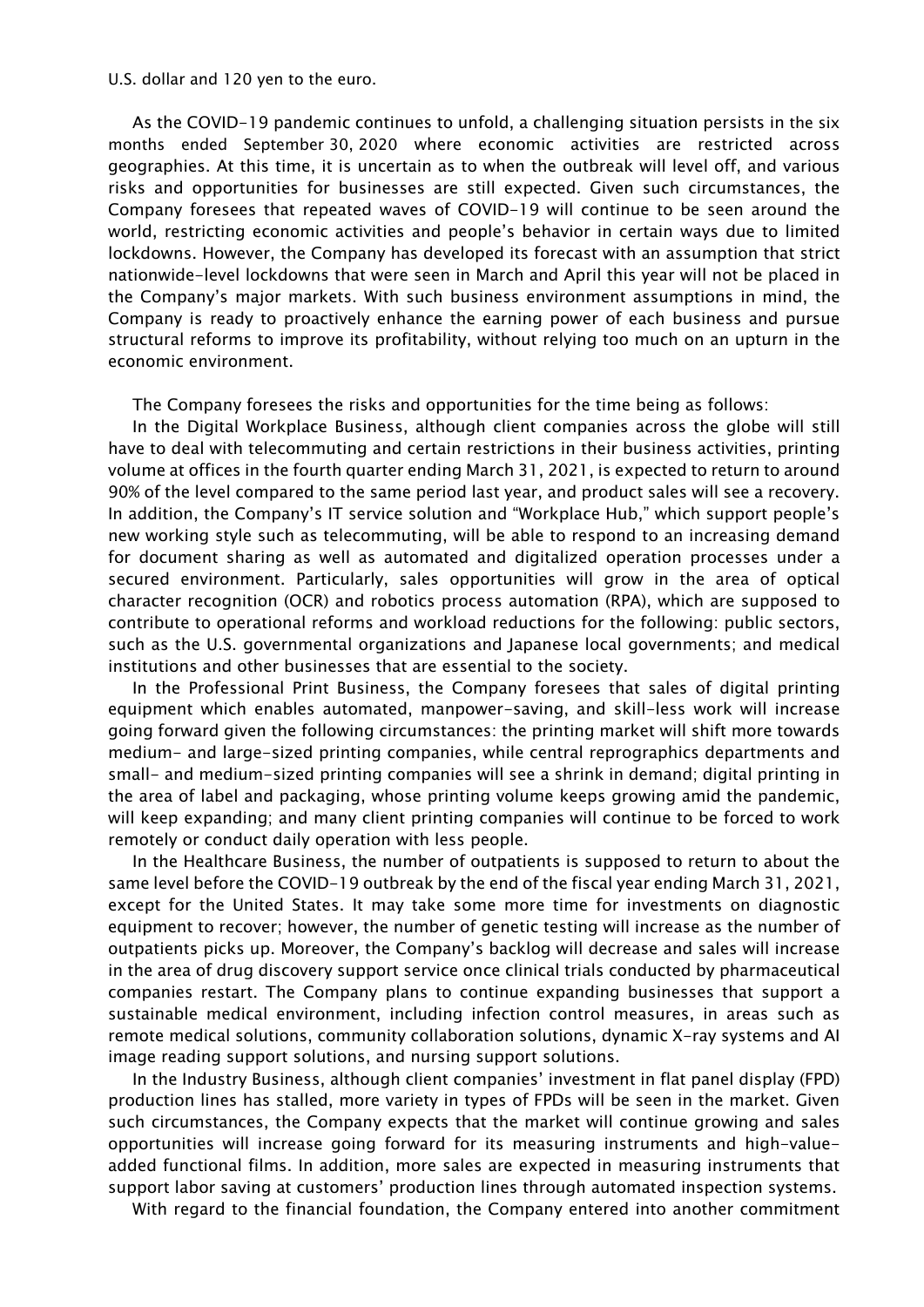U.S. dollar and 120 yen to the euro.

As the COVID-19 pandemic continues to unfold, a challenging situation persists in the six months ended September 30, 2020 where economic activities are restricted across geographies. At this time, it is uncertain as to when the outbreak will level off, and various risks and opportunities for businesses are still expected. Given such circumstances, the Company foresees that repeated waves of COVID-19 will continue to be seen around the world, restricting economic activities and people's behavior in certain ways due to limited lockdowns. However, the Company has developed its forecast with an assumption that strict nationwide-level lockdowns that were seen in March and April this year will not be placed in the Company's major markets. With such business environment assumptions in mind, the Company is ready to proactively enhance the earning power of each business and pursue structural reforms to improve its profitability, without relying too much on an upturn in the economic environment.

The Company foresees the risks and opportunities for the time being as follows:

In the Digital Workplace Business, although client companies across the globe will still have to deal with telecommuting and certain restrictions in their business activities, printing volume at offices in the fourth quarter ending March 31, 2021, is expected to return to around 90% of the level compared to the same period last year, and product sales will see a recovery. In addition, the Company's IT service solution and "Workplace Hub," which support people's new working style such as telecommuting, will be able to respond to an increasing demand for document sharing as well as automated and digitalized operation processes under a secured environment. Particularly, sales opportunities will grow in the area of optical character recognition (OCR) and robotics process automation (RPA), which are supposed to contribute to operational reforms and workload reductions for the following: public sectors, such as the U.S. governmental organizations and Japanese local governments; and medical institutions and other businesses that are essential to the society.

In the Professional Print Business, the Company foresees that sales of digital printing equipment which enables automated, manpower-saving, and skill-less work will increase going forward given the following circumstances: the printing market will shift more towards medium- and large-sized printing companies, while central reprographics departments and small- and medium-sized printing companies will see a shrink in demand; digital printing in the area of label and packaging, whose printing volume keeps growing amid the pandemic, will keep expanding; and many client printing companies will continue to be forced to work remotely or conduct daily operation with less people.

In the Healthcare Business, the number of outpatients is supposed to return to about the same level before the COVID-19 outbreak by the end of the fiscal year ending March 31, 2021, except for the United States. It may take some more time for investments on diagnostic equipment to recover; however, the number of genetic testing will increase as the number of outpatients picks up. Moreover, the Company's backlog will decrease and sales will increase in the area of drug discovery support service once clinical trials conducted by pharmaceutical companies restart. The Company plans to continue expanding businesses that support a sustainable medical environment, including infection control measures, in areas such as remote medical solutions, community collaboration solutions, dynamic X-ray systems and AI image reading support solutions, and nursing support solutions.

In the Industry Business, although client companies' investment in flat panel display (FPD) production lines has stalled, more variety in types of FPDs will be seen in the market. Given such circumstances, the Company expects that the market will continue growing and sales opportunities will increase going forward for its measuring instruments and high-value-added functional films. In addition, more sales are expected in measuring instruments that support labor saving at customers' production lines through automated inspection systems.

With regard to the financial foundation, the Company entered into another commitment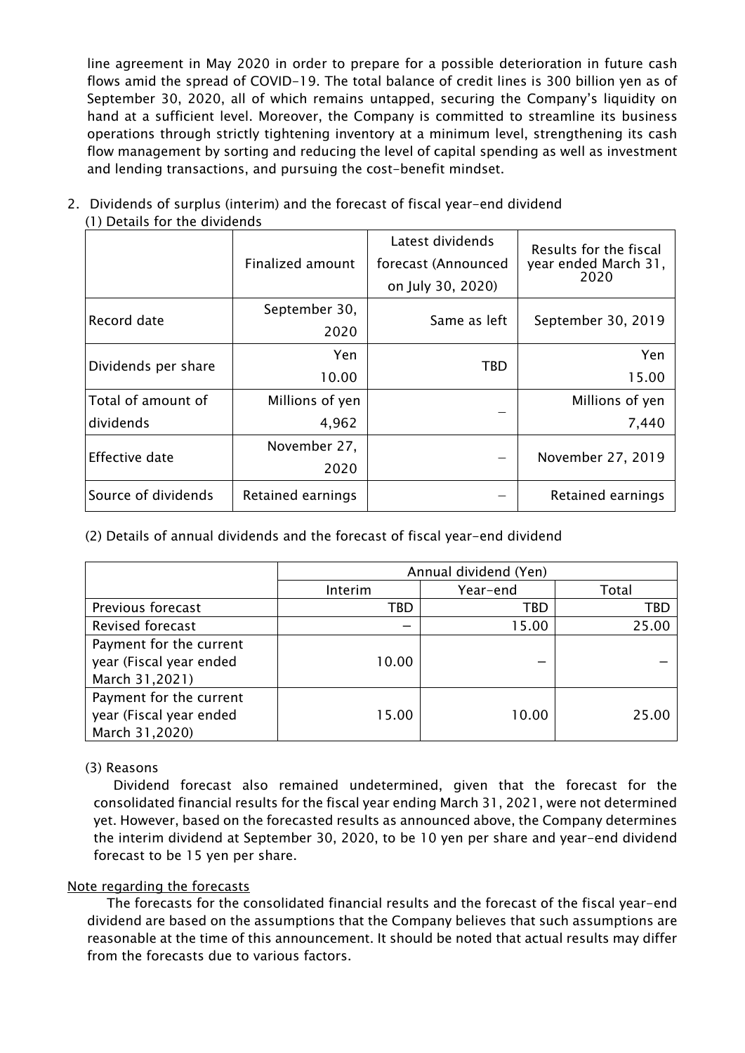line agreement in May 2020 in order to prepare for a possible deterioration in future cash flows amid the spread of COVID-19. The total balance of credit lines is 300 billion yen as of September 30, 2020, all of which remains untapped, securing the Company's liquidity on hand at a sufficient level. Moreover, the Company is committed to streamline its business operations through strictly tightening inventory at a minimum level, strengthening its cash flow management by sorting and reducing the level of capital spending as well as investment and lending transactions, and pursuing the cost-benefit mindset.

2. Dividends of surplus (interim) and the forecast of fiscal year-end dividend

(1) Details for the dividends

| | Finalized amount | Latest dividends forecast (Announced on July 30, 2020) | Results for the fiscal year ended March 31, 2020 |
|---|---|---|---|
| Record date | September 30, 2020 | Same as left | September 30, 2019 |
| Dividends per share | Yen 10.00 | TBD | Yen 15.00 |
| Total of amount of dividends | Millions of yen 4,962 | — | Millions of yen 7,440 |
| Effective date | November 27, 2020 | — | November 27, 2019 |
| Source of dividends | Retained earnings | — | Retained earnings |

(2) Details of annual dividends and the forecast of fiscal year-end dividend

| | Annual dividend (Yen) | | |
|---|---|---|---|
| | Interim | Year-end | Total |
| Previous forecast | TBD | TBD | TBD |
| Revised forecast | — | 15.00 | 25.00 |
| Payment for the current year (Fiscal year ended March 31,2021) | 10.00 | — | — |
| Payment for the current year (Fiscal year ended March 31,2020) | 15.00 | 10.00 | 25.00 |

(3) Reasons

Dividend forecast also remained undetermined, given that the forecast for the consolidated financial results for the fiscal year ending March 31, 2021, were not determined yet. However, based on the forecasted results as announced above, the Company determines the interim dividend at September 30, 2020, to be 10 yen per share and year-end dividend forecast to be 15 yen per share.

Note regarding the forecasts

The forecasts for the consolidated financial results and the forecast of the fiscal year-end dividend are based on the assumptions that the Company believes that such assumptions are reasonable at the time of this announcement. It should be noted that actual results may differ from the forecasts due to various factors.